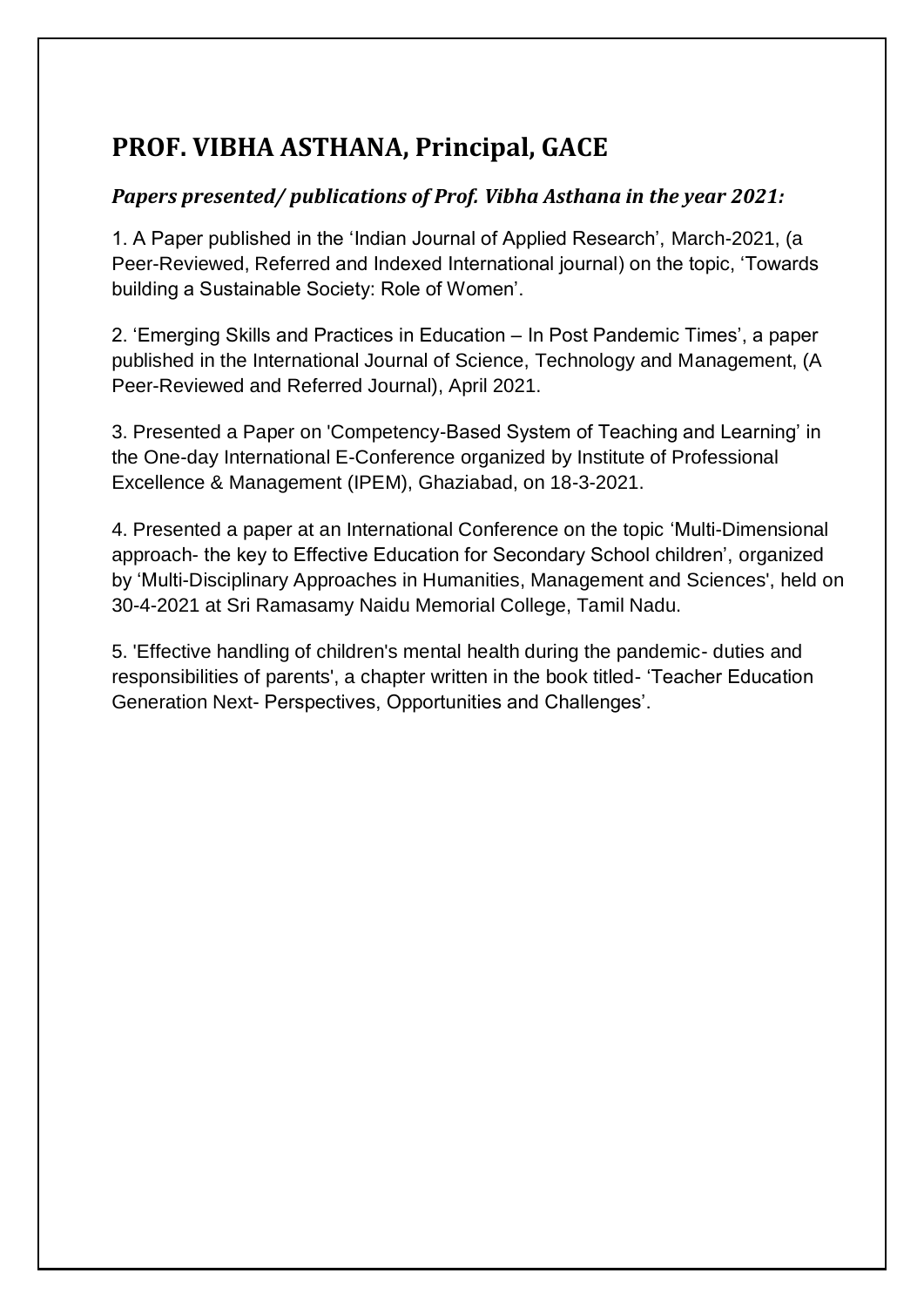# PROF. VIBHA ASTHANA, Principal, GACE

***Papers presented/ publications of Prof. Vibha Asthana in the year 2021:***

1. A Paper published in the 'Indian Journal of Applied Research', March-2021, (a Peer-Reviewed, Referred and Indexed International journal) on the topic, 'Towards building a Sustainable Society: Role of Women'.

2. 'Emerging Skills and Practices in Education – In Post Pandemic Times', a paper published in the International Journal of Science, Technology and Management, (A Peer-Reviewed and Referred Journal), April 2021.

3. Presented a Paper on 'Competency-Based System of Teaching and Learning' in the One-day International E-Conference organized by Institute of Professional Excellence & Management (IPEM), Ghaziabad, on 18-3-2021.

4. Presented a paper at an International Conference on the topic 'Multi-Dimensional approach- the key to Effective Education for Secondary School children', organized by 'Multi-Disciplinary Approaches in Humanities, Management and Sciences', held on 30-4-2021 at Sri Ramasamy Naidu Memorial College, Tamil Nadu.

5. 'Effective handling of children's mental health during the pandemic- duties and responsibilities of parents', a chapter written in the book titled- 'Teacher Education Generation Next- Perspectives, Opportunities and Challenges'.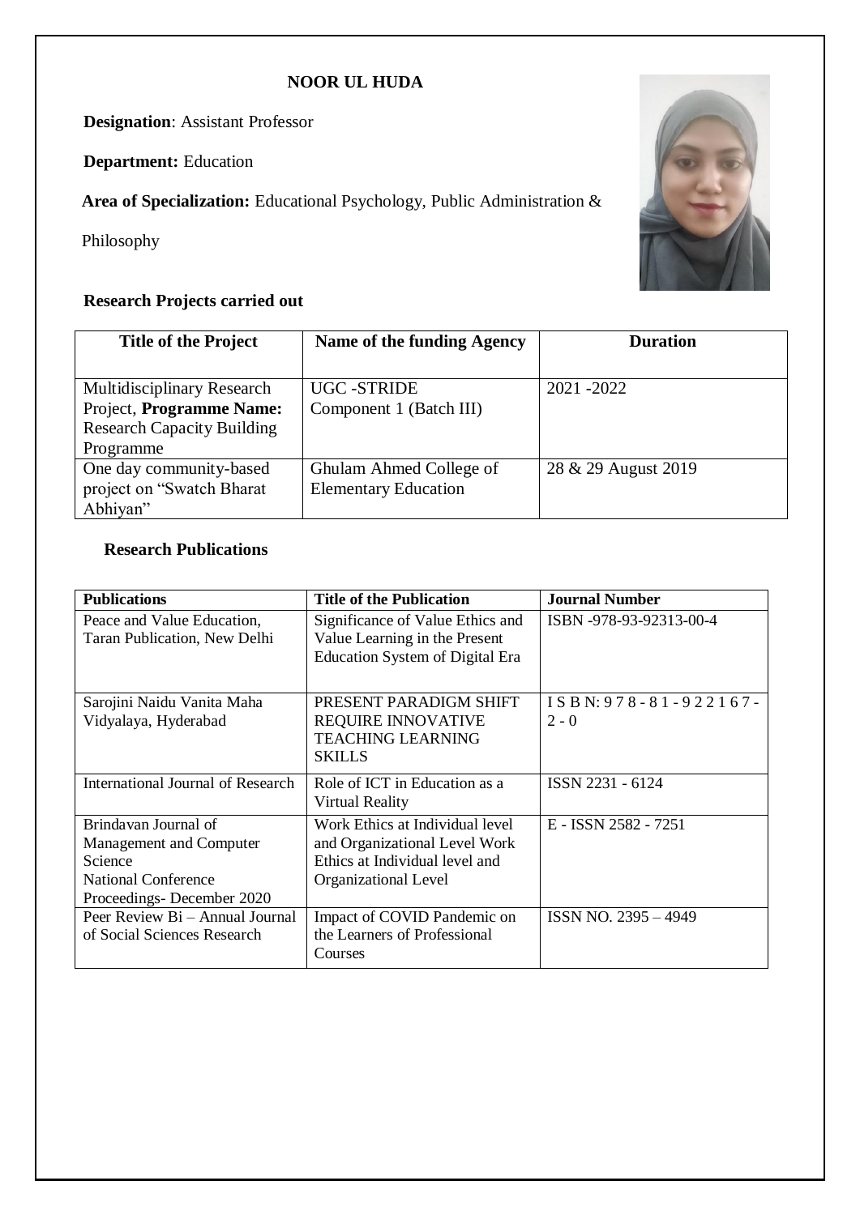**NOOR UL HUDA**

**Designation**: Assistant Professor

**Department:** Education

**Area of Specialization:** Educational Psychology, Public Administration & Philosophy

**Research Projects carried out**

| Title of the Project | Name of the funding Agency | Duration |
|---|---|---|
| Multidisciplinary Research Project, **Programme Name:** Research Capacity Building Programme | UGC -STRIDE Component 1 (Batch III) | 2021 -2022 |
| One day community-based project on "Swatch Bharat Abhiyan" | Ghulam Ahmed College of Elementary Education | 28 & 29 August 2019 |

**Research Publications**

| Publications | Title of the Publication | Journal Number |
|---|---|---|
| Peace and Value Education, Taran Publication, New Delhi | Significance of Value Ethics and Value Learning in the Present Education System of Digital Era | ISBN -978-93-92313-00-4 |
| Sarojini Naidu Vanita Maha Vidyalaya, Hyderabad | PRESENT PARADIGM SHIFT REQUIRE INNOVATIVE TEACHING LEARNING SKILLS | I S B N: 9 7 8 - 8 1 - 9 2 2 1 6 7 - 2 - 0 |
| International Journal of Research | Role of ICT in Education as a Virtual Reality | ISSN 2231 - 6124 |
| Brindavan Journal of Management and Computer Science National Conference Proceedings- December 2020 | Work Ethics at Individual level and Organizational Level Work Ethics at Individual level and Organizational Level | E - ISSN 2582 - 7251 |
| Peer Review Bi – Annual Journal of Social Sciences Research | Impact of COVID Pandemic on the Learners of Professional Courses | ISSN NO. 2395 – 4949 |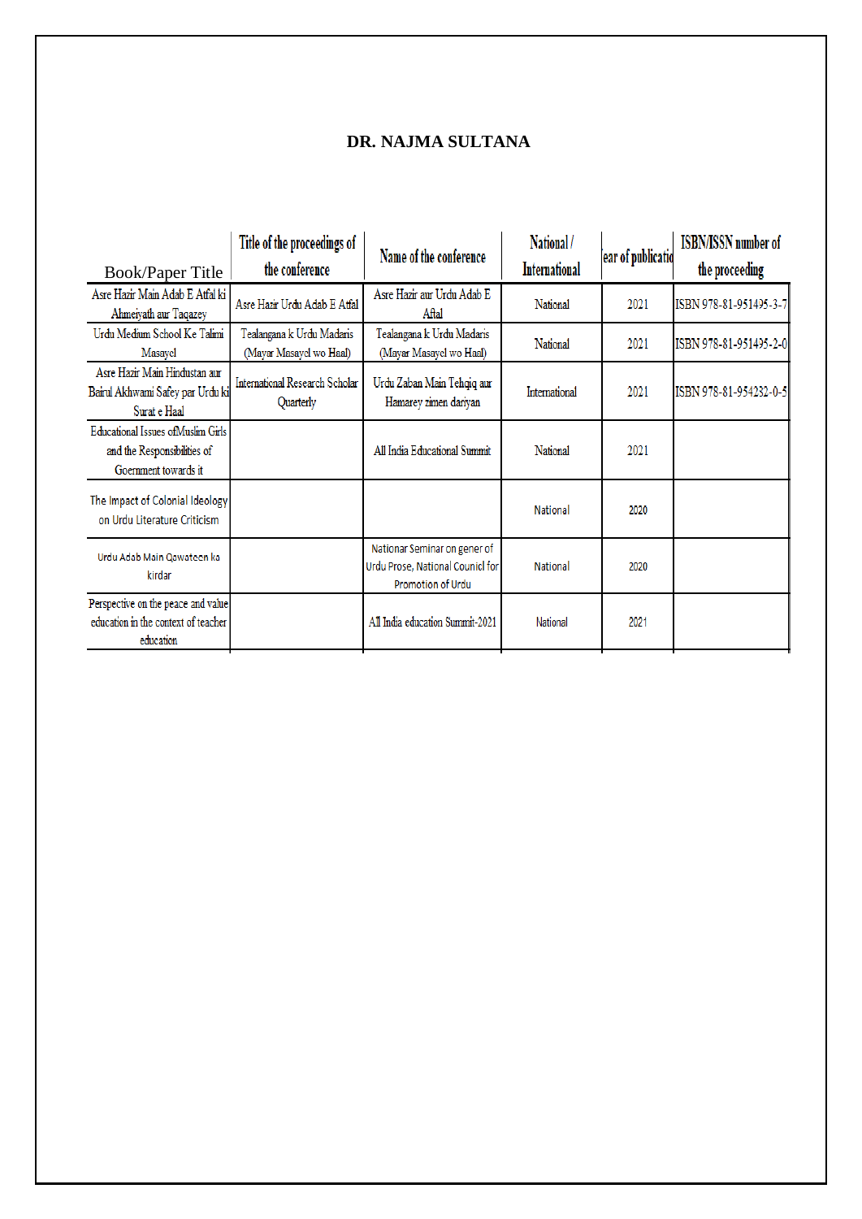**DR. NAJMA SULTANA**

| Book/Paper Title | Title of the proceedings of the conference | Name of the conference | National / International | ear of publicatio | ISBN/ISSN number of the proceeding |
|---|---|---|---|---|---|
| Asre Hazir Main Adab E Atfal ki Ahmeiyath aur Taqazey | Asre Hazir Urdu Adab E Atfal | Asre Hazir aur Urdu Adab E Aftal | National | 2021 | ISBN 978-81-951495-3-7 |
| Urdu Medium School Ke Talimi Masayel | Tealangana k Urdu Madaris (Mayar Masayel wo Haal) | Tealangana k Urdu Madaris (Mayar Masayel wo Haal) | National | 2021 | ISBN 978-81-951495-2-0 |
| Asre Hazir Main Hindustan aur Bairul Akhwami Safey par Urdu ki Surat e Haal | International Research Scholar Quarterly | Urdu Zaban Main Tehqiq aur Hamarey zimen dariyan | International | 2021 | ISBN 978-81-954232-0-5 |
| Educational Issues ofMuslim Girls and the Responsibilities of Goernment towards it | | All India Educational Summit | National | 2021 | |
| The Impact of Colonial Ideology on Urdu Literature Criticism | | | National | 2020 | |
| Urdu Adab Main Qawateen ka kirdar | | Nationar Seminar on gener of Urdu Prose, National Counicl for Promotion of Urdu | National | 2020 | |
| Perspective on the peace and value education in the context of teacher education | | All India education Summit-2021 | National | 2021 | |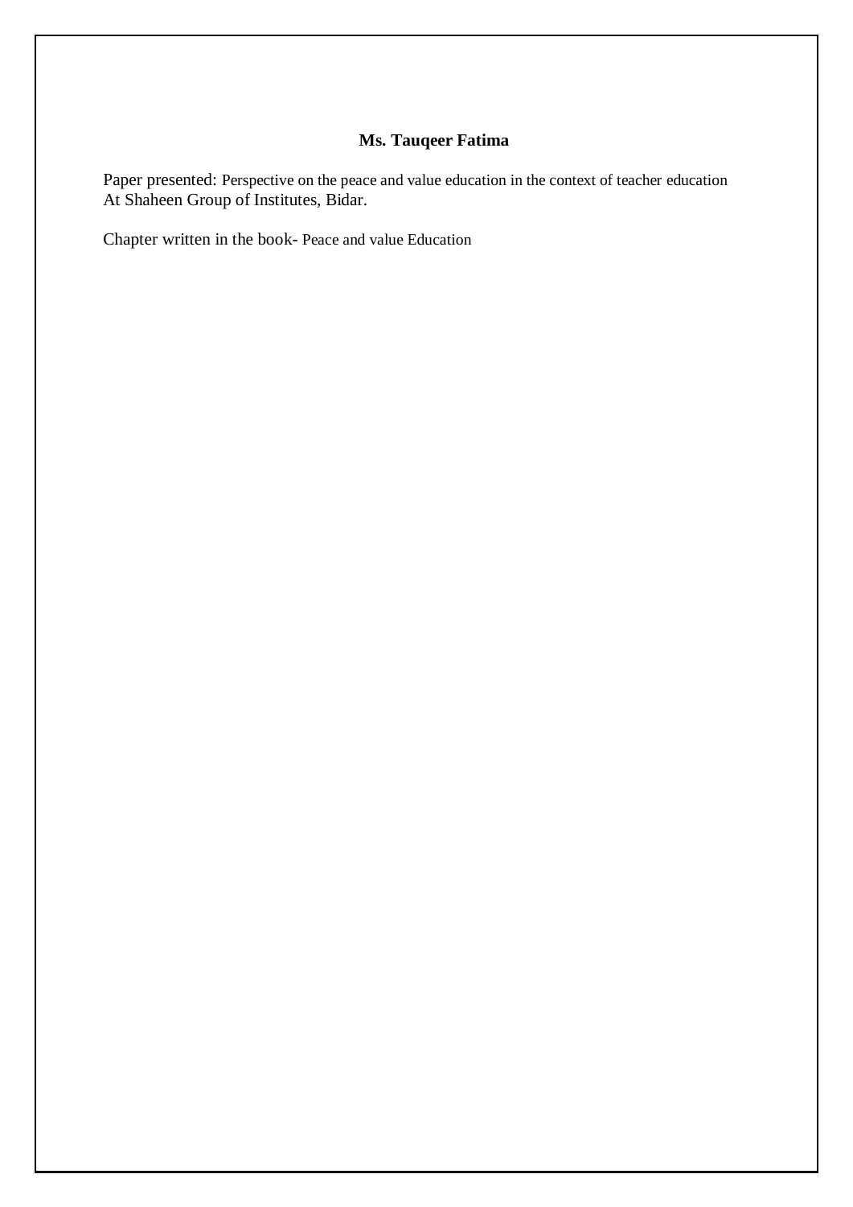**Ms. Tauqeer Fatima**

Paper presented: Perspective on the peace and value education in the context of teacher education At Shaheen Group of Institutes, Bidar.

Chapter written in the book- Peace and value Education